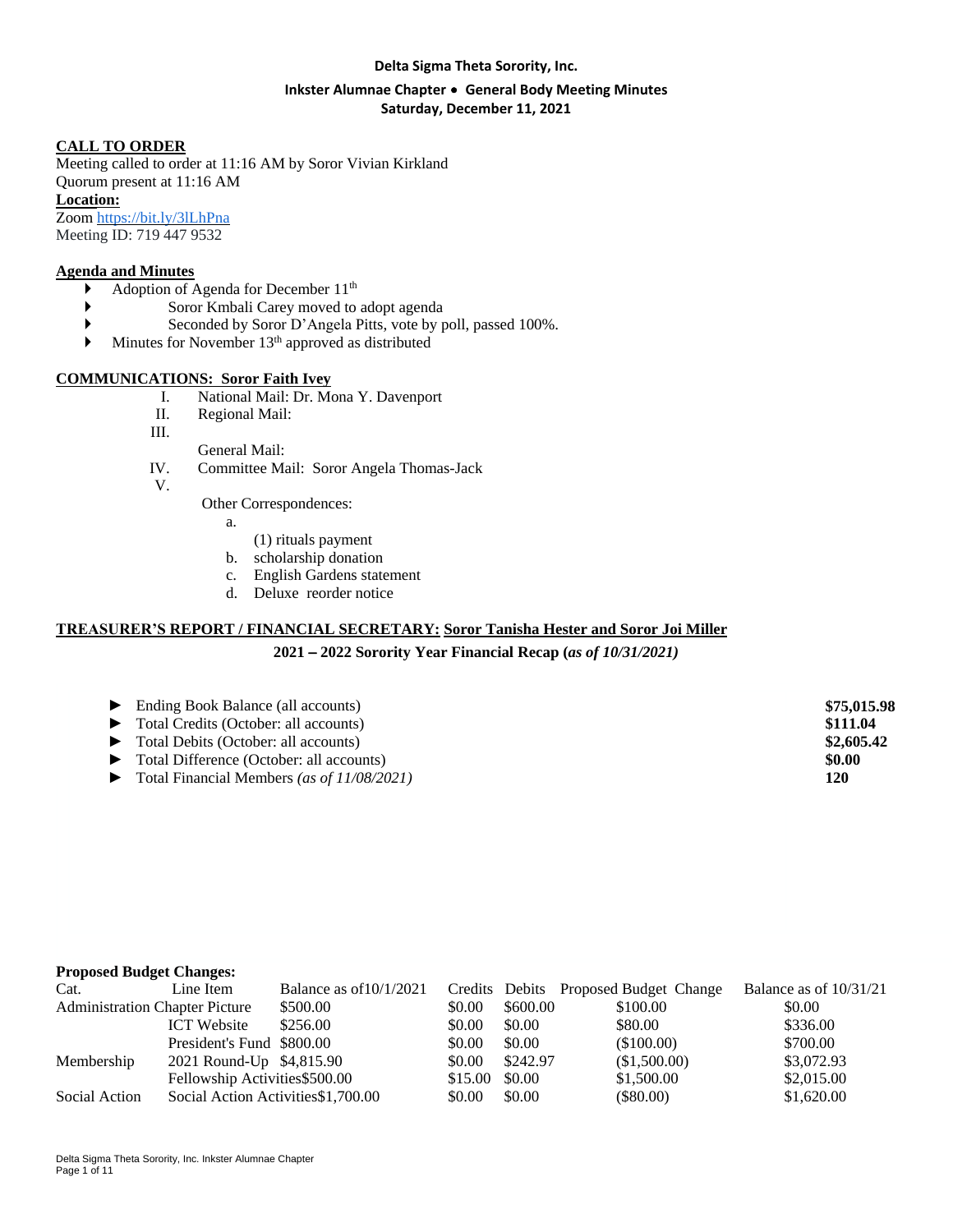**Delta Sigma Theta Sorority, Inc.**

**Inkster Alumnae Chapter • General Body Meeting Minutes**
**Saturday, December 11, 2021**

**CALL TO ORDER**

Meeting called to order at 11:16 AM by Soror Vivian Kirkland
Quorum present at 11:16 AM

**Location:**

Zoom https://bit.ly/3lLhPna
Meeting ID: 719 447 9532

**Agenda and Minutes**

- Adoption of Agenda for December 11th
- Soror Kmbali Carey moved to adopt agenda
- Seconded by Soror D'Angela Pitts, vote by poll, passed 100%.
- Minutes for November 13th approved as distributed

**COMMUNICATIONS: Soror Faith Ivey**

I. National Mail: Dr. Mona Y. Davenport
II. Regional Mail:
III. General Mail:
IV. Committee Mail: Soror Angela Thomas-Jack
V. Other Correspondences:
   a. (1) rituals payment
   b. scholarship donation
   c. English Gardens statement
   d. Deluxe reorder notice

**TREASURER'S REPORT / FINANCIAL SECRETARY: Soror Tanisha Hester and Soror Joi Miller**

**2021 – 2022 Sorority Year Financial Recap (*as of 10/31/2021)***

| | |
|---|---|
| ► Ending Book Balance (all accounts) | **$75,015.98** |
| ► Total Credits (October: all accounts) | **$111.04** |
| ► Total Debits (October: all accounts) | **$2,605.42** |
| ► Total Difference (October: all accounts) | **$0.00** |
| ► Total Financial Members *(as of 11/08/2021)* | **120** |

**Proposed Budget Changes:**

| Cat. | Line Item | Balance as of10/1/2021 | Credits | Debits | Proposed Budget Change | Balance as of 10/31/21 |
|---|---|---|---|---|---|---|
| Administration | Chapter Picture | $500.00 | $0.00 | $600.00 | $100.00 | $0.00 |
| | ICT Website | $256.00 | $0.00 | $0.00 | $80.00 | $336.00 |
| | President's Fund | $800.00 | $0.00 | $0.00 | ($100.00) | $700.00 |
| Membership | 2021 Round-Up | $4,815.90 | $0.00 | $242.97 | ($1,500.00) | $3,072.93 |
| | Fellowship Activities | $500.00 | $15.00 | $0.00 | $1,500.00 | $2,015.00 |
| Social Action | Social Action Activities | $1,700.00 | $0.00 | $0.00 | ($80.00) | $1,620.00 |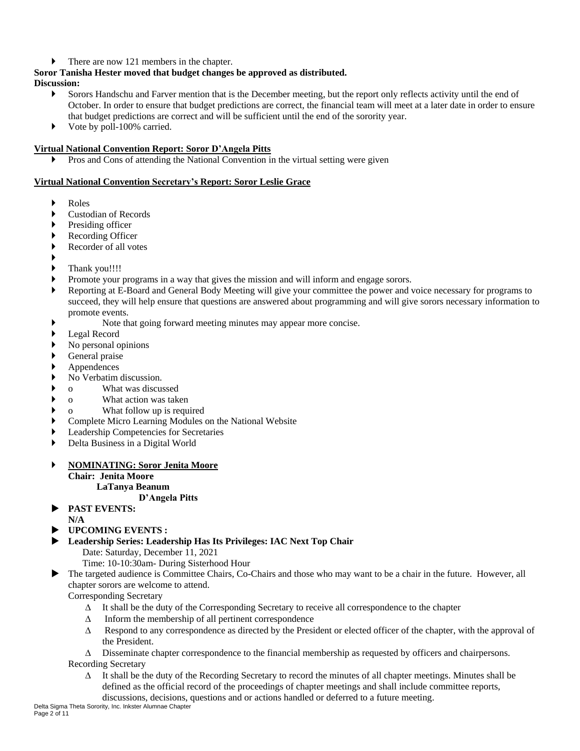- There are now 121 members in the chapter.

**Soror Tanisha Hester moved that budget changes be approved as distributed.**

**Discussion:**

- Sorors Handschu and Farver mention that is the December meeting, but the report only reflects activity until the end of October. In order to ensure that budget predictions are correct, the financial team will meet at a later date in order to ensure that budget predictions are correct and will be sufficient until the end of the sorority year.
- Vote by poll-100% carried.

**<u>Virtual National Convention Report: Soror D'Angela Pitts</u>**

- Pros and Cons of attending the National Convention in the virtual setting were given

**<u>Virtual National Convention Secretary's Report: Soror Leslie Grace</u>**

- Roles
- Custodian of Records
- Presiding officer
- Recording Officer
- Recorder of all votes
- 
- Thank you!!!!
- Promote your programs in a way that gives the mission and will inform and engage sorors.
- Reporting at E-Board and General Body Meeting will give your committee the power and voice necessary for programs to succeed, they will help ensure that questions are answered about programming and will give sorors necessary information to promote events.
- Note that going forward meeting minutes may appear more concise.
- Legal Record
- No personal opinions
- General praise
- Appendences
- No Verbatim discussion.
- o What was discussed
- o What action was taken
- o What follow up is required
- Complete Micro Learning Modules on the National Website
- Leadership Competencies for Secretaries
- Delta Business in a Digital World

- **<u>NOMINATING: Soror Jenita Moore</u>**
  **Chair: Jenita Moore**
  **LaTanya Beanum**
  **D'Angela Pitts**
- **PAST EVENTS:**
  **N/A**
- **UPCOMING EVENTS :**
- **Leadership Series: Leadership Has Its Privileges: IAC Next Top Chair**
  Date: Saturday, December 11, 2021
  Time: 10-10:30am- During Sisterhood Hour
- The targeted audience is Committee Chairs, Co-Chairs and those who may want to be a chair in the future. However, all chapter sorors are welcome to attend.

  Corresponding Secretary
  - Δ It shall be the duty of the Corresponding Secretary to receive all correspondence to the chapter
  - Δ Inform the membership of all pertinent correspondence
  - Δ Respond to any correspondence as directed by the President or elected officer of the chapter, with the approval of the President.
  - Δ Disseminate chapter correspondence to the financial membership as requested by officers and chairpersons.

  Recording Secretary
  - Δ It shall be the duty of the Recording Secretary to record the minutes of all chapter meetings. Minutes shall be defined as the official record of the proceedings of chapter meetings and shall include committee reports, discussions, decisions, questions and or actions handled or deferred to a future meeting.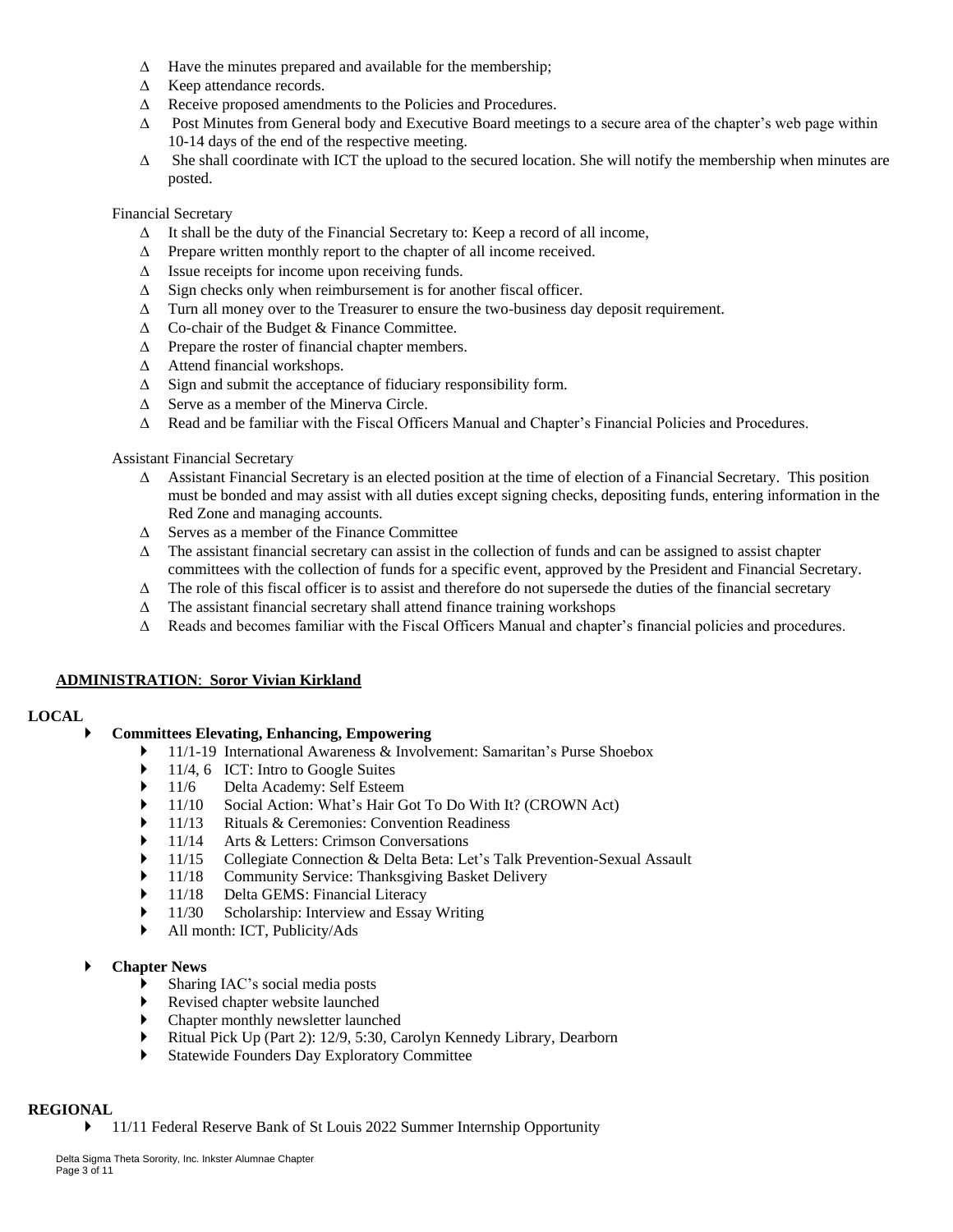- Have the minutes prepared and available for the membership;
- Keep attendance records.
- Receive proposed amendments to the Policies and Procedures.
- Post Minutes from General body and Executive Board meetings to a secure area of the chapter's web page within 10-14 days of the end of the respective meeting.
- She shall coordinate with ICT the upload to the secured location. She will notify the membership when minutes are posted.

Financial Secretary

- It shall be the duty of the Financial Secretary to: Keep a record of all income,
- Prepare written monthly report to the chapter of all income received.
- Issue receipts for income upon receiving funds.
- Sign checks only when reimbursement is for another fiscal officer.
- Turn all money over to the Treasurer to ensure the two-business day deposit requirement.
- Co-chair of the Budget & Finance Committee.
- Prepare the roster of financial chapter members.
- Attend financial workshops.
- Sign and submit the acceptance of fiduciary responsibility form.
- Serve as a member of the Minerva Circle.
- Read and be familiar with the Fiscal Officers Manual and Chapter's Financial Policies and Procedures.

Assistant Financial Secretary

- Assistant Financial Secretary is an elected position at the time of election of a Financial Secretary. This position must be bonded and may assist with all duties except signing checks, depositing funds, entering information in the Red Zone and managing accounts.
- Serves as a member of the Finance Committee
- The assistant financial secretary can assist in the collection of funds and can be assigned to assist chapter committees with the collection of funds for a specific event, approved by the President and Financial Secretary.
- The role of this fiscal officer is to assist and therefore do not supersede the duties of the financial secretary
- The assistant financial secretary shall attend finance training workshops
- Reads and becomes familiar with the Fiscal Officers Manual and chapter's financial policies and procedures.

**ADMINISTRATION: Soror Vivian Kirkland**

**LOCAL**

- **Committees Elevating, Enhancing, Empowering**
  - 11/1-19 International Awareness & Involvement: Samaritan's Purse Shoebox
  - 11/4, 6 ICT: Intro to Google Suites
  - 11/6 Delta Academy: Self Esteem
  - 11/10 Social Action: What's Hair Got To Do With It? (CROWN Act)
  - 11/13 Rituals & Ceremonies: Convention Readiness
  - 11/14 Arts & Letters: Crimson Conversations
  - 11/15 Collegiate Connection & Delta Beta: Let's Talk Prevention-Sexual Assault
  - 11/18 Community Service: Thanksgiving Basket Delivery
  - 11/18 Delta GEMS: Financial Literacy
  - 11/30 Scholarship: Interview and Essay Writing
  - All month: ICT, Publicity/Ads

- **Chapter News**
  - Sharing IAC's social media posts
  - Revised chapter website launched
  - Chapter monthly newsletter launched
  - Ritual Pick Up (Part 2): 12/9, 5:30, Carolyn Kennedy Library, Dearborn
  - Statewide Founders Day Exploratory Committee

**REGIONAL**

- 11/11 Federal Reserve Bank of St Louis 2022 Summer Internship Opportunity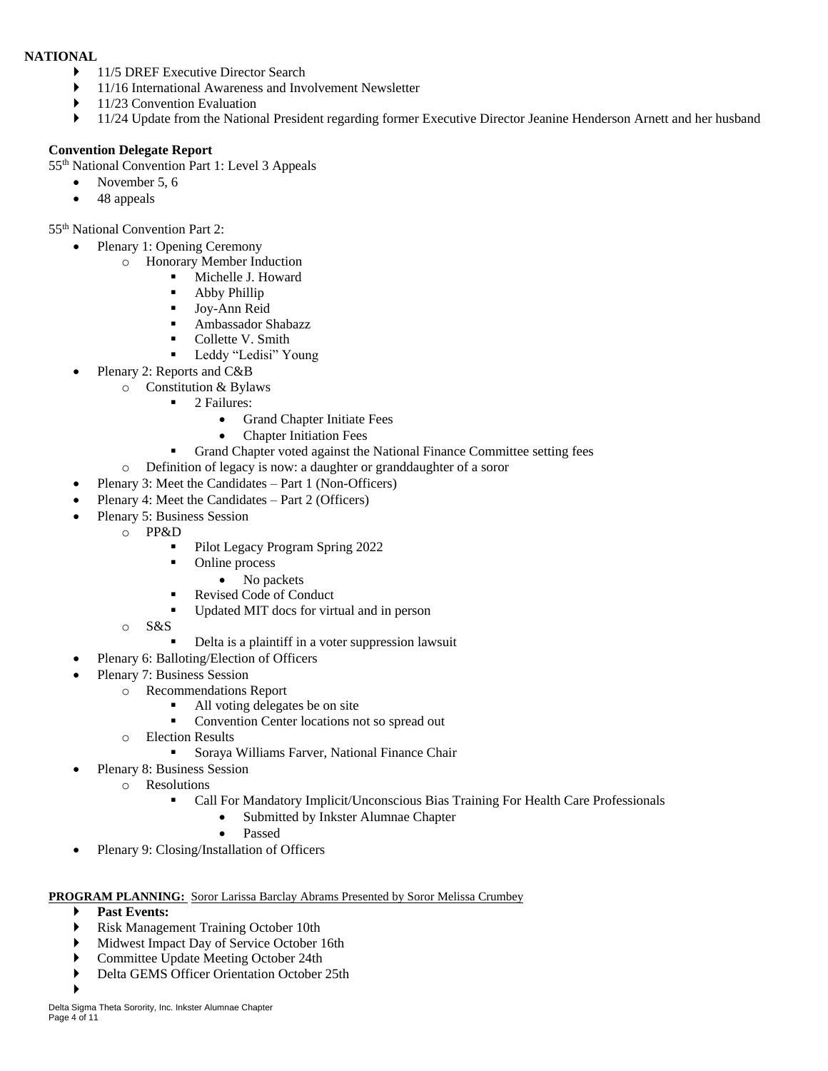**NATIONAL**

- 11/5 DREF Executive Director Search
- 11/16 International Awareness and Involvement Newsletter
- 11/23 Convention Evaluation
- 11/24 Update from the National President regarding former Executive Director Jeanine Henderson Arnett and her husband

**Convention Delegate Report**

55th National Convention Part 1: Level 3 Appeals

- November 5, 6
- 48 appeals

55th National Convention Part 2:

- Plenary 1: Opening Ceremony
  - Honorary Member Induction
    - Michelle J. Howard
    - Abby Phillip
    - Joy-Ann Reid
    - Ambassador Shabazz
    - Collette V. Smith
    - Leddy "Ledisi" Young
- Plenary 2: Reports and C&B
  - Constitution & Bylaws
    - 2 Failures:
      - Grand Chapter Initiate Fees
      - Chapter Initiation Fees
    - Grand Chapter voted against the National Finance Committee setting fees
  - Definition of legacy is now: a daughter or granddaughter of a soror
- Plenary 3: Meet the Candidates – Part 1 (Non-Officers)
- Plenary 4: Meet the Candidates – Part 2 (Officers)
- Plenary 5: Business Session
  - PP&D
    - Pilot Legacy Program Spring 2022
    - Online process
      - No packets
    - Revised Code of Conduct
    - Updated MIT docs for virtual and in person
  - S&S
    - Delta is a plaintiff in a voter suppression lawsuit
- Plenary 6: Balloting/Election of Officers
- Plenary 7: Business Session
  - Recommendations Report
    - All voting delegates be on site
    - Convention Center locations not so spread out
  - Election Results
    - Soraya Williams Farver, National Finance Chair
- Plenary 8: Business Session
  - Resolutions
    - Call For Mandatory Implicit/Unconscious Bias Training For Health Care Professionals
      - Submitted by Inkster Alumnae Chapter
      - Passed
- Plenary 9: Closing/Installation of Officers

**PROGRAM PLANNING:** Soror Larissa Barclay Abrams Presented by Soror Melissa Crumbey

- **Past Events:**
- Risk Management Training October 10th
- Midwest Impact Day of Service October 16th
- Committee Update Meeting October 24th
- Delta GEMS Officer Orientation October 25th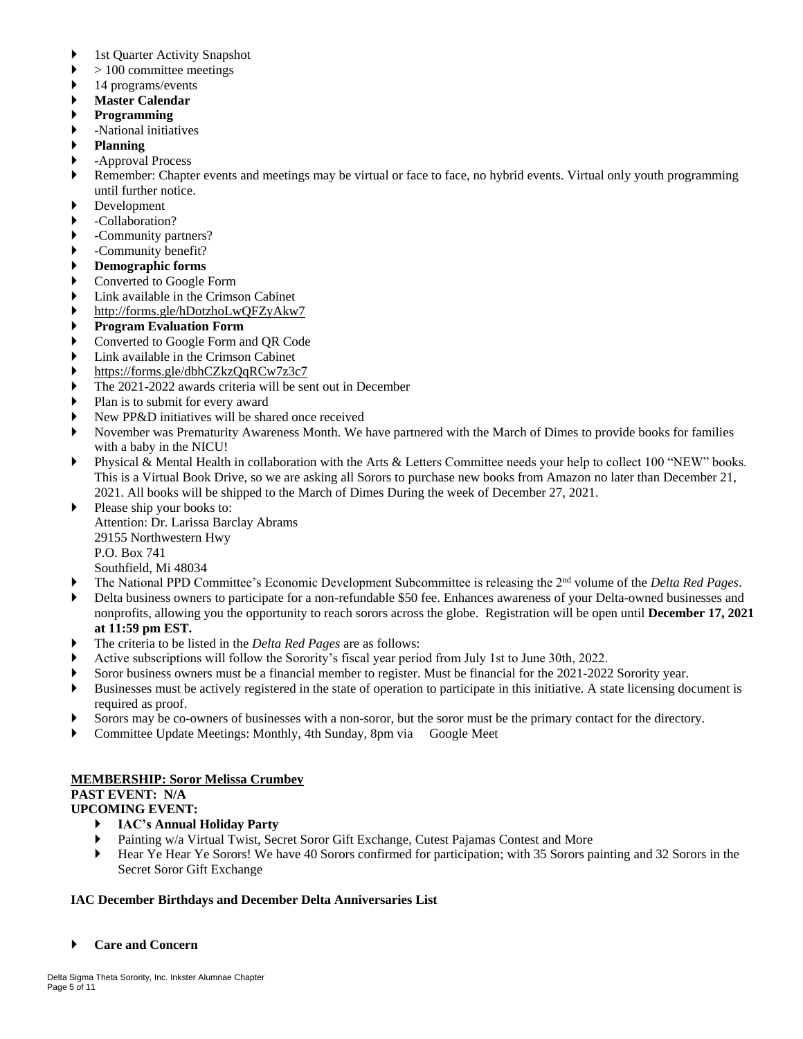- 1st Quarter Activity Snapshot
- > 100 committee meetings
- 14 programs/events
- **Master Calendar**
- **Programming**
- -National initiatives
- **Planning**
- -Approval Process
- Remember: Chapter events and meetings may be virtual or face to face, no hybrid events. Virtual only youth programming until further notice.
- Development
- -Collaboration?
- -Community partners?
- -Community benefit?
- **Demographic forms**
- Converted to Google Form
- Link available in the Crimson Cabinet
- http://forms.gle/hDotzhoLwQFZyAkw7
- **Program Evaluation Form**
- Converted to Google Form and QR Code
- Link available in the Crimson Cabinet
- https://forms.gle/dbhCZkzQqRCw7z3c7
- The 2021-2022 awards criteria will be sent out in December
- Plan is to submit for every award
- New PP&D initiatives will be shared once received
- November was Prematurity Awareness Month. We have partnered with the March of Dimes to provide books for families with a baby in the NICU!
- Physical & Mental Health in collaboration with the Arts & Letters Committee needs your help to collect 100 "NEW" books. This is a Virtual Book Drive, so we are asking all Sorors to purchase new books from Amazon no later than December 21, 2021. All books will be shipped to the March of Dimes During the week of December 27, 2021.
- Please ship your books to:
  Attention: Dr. Larissa Barclay Abrams
  29155 Northwestern Hwy
  P.O. Box 741
  Southfield, Mi 48034
- The National PPD Committee's Economic Development Subcommittee is releasing the 2nd volume of the *Delta Red Pages*.
- Delta business owners to participate for a non-refundable $50 fee. Enhances awareness of your Delta-owned businesses and nonprofits, allowing you the opportunity to reach sorors across the globe. Registration will be open until **December 17, 2021 at 11:59 pm EST.**
- The criteria to be listed in the *Delta Red Pages* are as follows:
- Active subscriptions will follow the Sorority's fiscal year period from July 1st to June 30th, 2022.
- Soror business owners must be a financial member to register. Must be financial for the 2021-2022 Sorority year.
- Businesses must be actively registered in the state of operation to participate in this initiative. A state licensing document is required as proof.
- Sorors may be co-owners of businesses with a non-soror, but the soror must be the primary contact for the directory.
- Committee Update Meetings: Monthly, 4th Sunday, 8pm via Google Meet

**MEMBERSHIP: Soror Melissa Crumbey**

**PAST EVENT: N/A**

**UPCOMING EVENT:**

- **IAC's Annual Holiday Party**
- Painting w/a Virtual Twist, Secret Soror Gift Exchange, Cutest Pajamas Contest and More
- Hear Ye Hear Ye Sorors! We have 40 Sorors confirmed for participation; with 35 Sorors painting and 32 Sorors in the Secret Soror Gift Exchange

**IAC December Birthdays and December Delta Anniversaries List**

- **Care and Concern**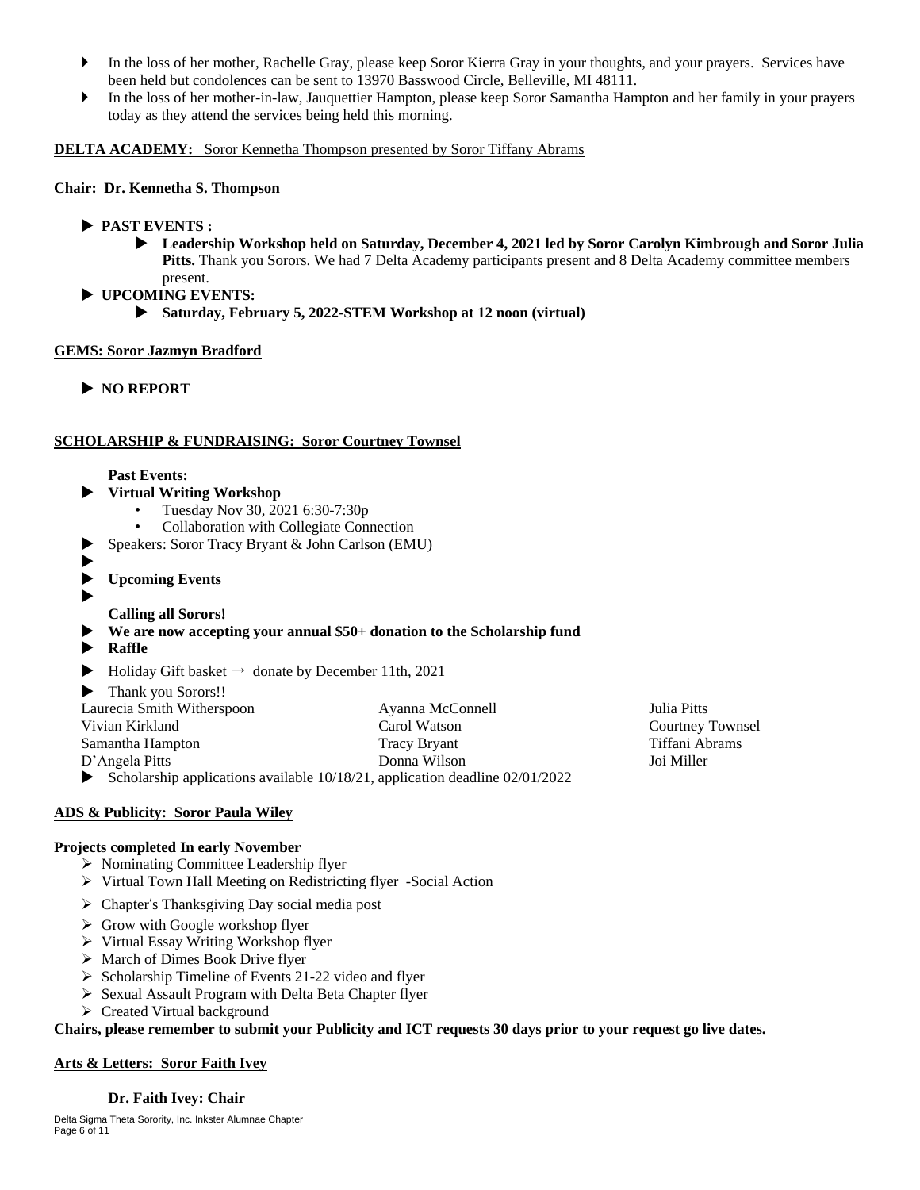- In the loss of her mother, Rachelle Gray, please keep Soror Kierra Gray in your thoughts, and your prayers. Services have been held but condolences can be sent to 13970 Basswood Circle, Belleville, MI 48111.
- In the loss of her mother-in-law, Jauquettier Hampton, please keep Soror Samantha Hampton and her family in your prayers today as they attend the services being held this morning.

**DELTA ACADEMY:** Soror Kennetha Thompson presented by Soror Tiffany Abrams

**Chair: Dr. Kennetha S. Thompson**

- **PAST EVENTS :**
  - **Leadership Workshop held on Saturday, December 4, 2021 led by Soror Carolyn Kimbrough and Soror Julia Pitts.** Thank you Sorors. We had 7 Delta Academy participants present and 8 Delta Academy committee members present.
- **UPCOMING EVENTS:**
  - **Saturday, February 5, 2022-STEM Workshop at 12 noon (virtual)**

**GEMS: Soror Jazmyn Bradford**

- **NO REPORT**

**SCHOLARSHIP & FUNDRAISING: Soror Courtney Townsel**

**Past Events:**

- **Virtual Writing Workshop**
  - Tuesday Nov 30, 2021 6:30-7:30p
  - Collaboration with Collegiate Connection
- Speakers: Soror Tracy Bryant & John Carlson (EMU)
- **Upcoming Events**

**Calling all Sorors!**

- **We are now accepting your annual $50+ donation to the Scholarship fund**
- **Raffle**
- Holiday Gift basket → donate by December 11th, 2021
- Thank you Sorors!!

| | | |
|---|---|---|
| Laurecia Smith Witherspoon | Ayanna McConnell | Julia Pitts |
| Vivian Kirkland | Carol Watson | Courtney Townsel |
| Samantha Hampton | Tracy Bryant | Tiffani Abrams |
| D'Angela Pitts | Donna Wilson | Joi Miller |

- Scholarship applications available 10/18/21, application deadline 02/01/2022

**ADS & Publicity: Soror Paula Wiley**

**Projects completed In early November**

- Nominating Committee Leadership flyer
- Virtual Town Hall Meeting on Redistricting flyer -Social Action
- Chapter's Thanksgiving Day social media post
- Grow with Google workshop flyer
- Virtual Essay Writing Workshop flyer
- March of Dimes Book Drive flyer
- Scholarship Timeline of Events 21-22 video and flyer
- Sexual Assault Program with Delta Beta Chapter flyer
- Created Virtual background

**Chairs, please remember to submit your Publicity and ICT requests 30 days prior to your request go live dates.**

**Arts & Letters: Soror Faith Ivey**

**Dr. Faith Ivey: Chair**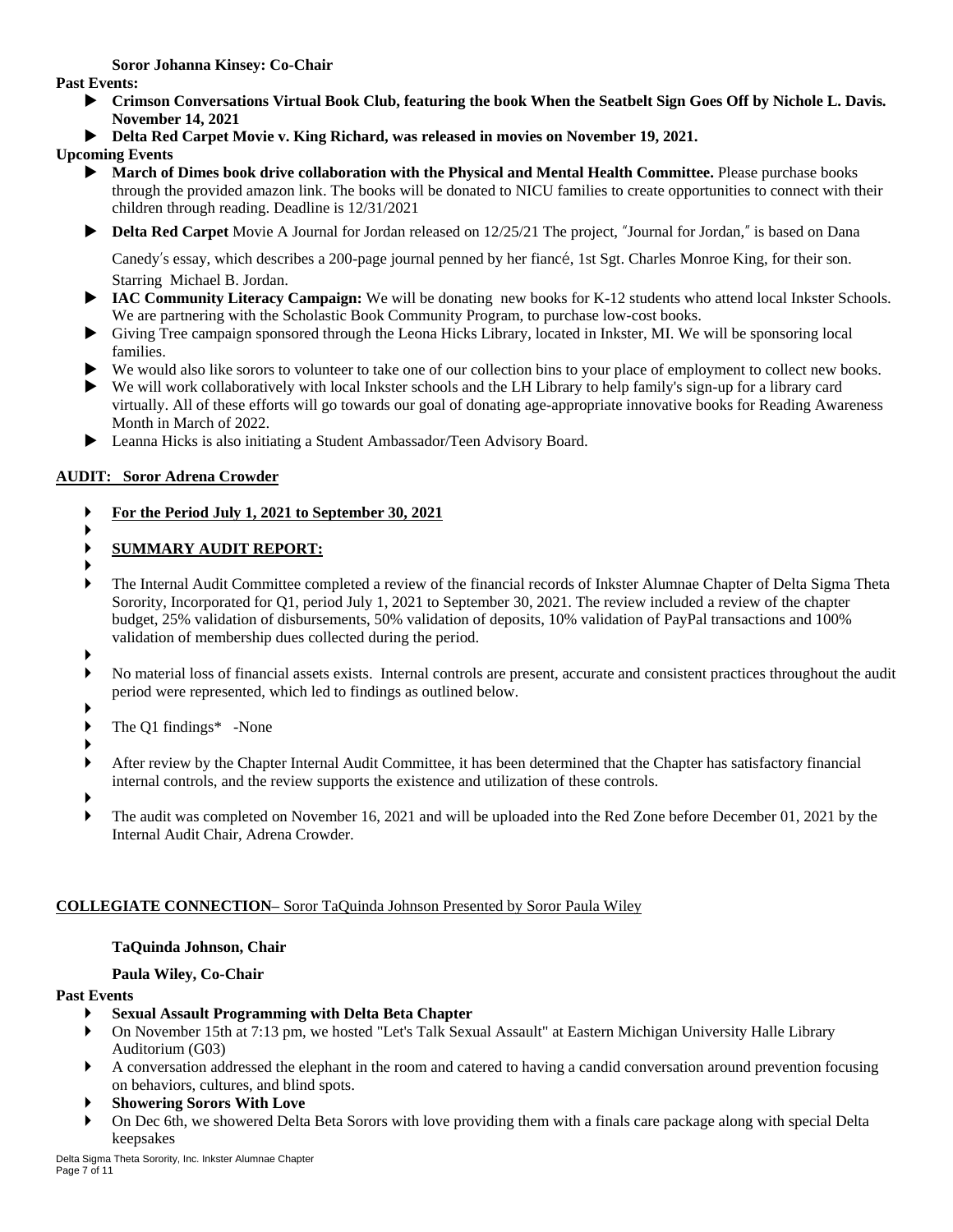**Soror Johanna Kinsey: Co-Chair**

**Past Events:**

- **Crimson Conversations Virtual Book Club, featuring the book When the Seatbelt Sign Goes Off by Nichole L. Davis. November 14, 2021**
- **Delta Red Carpet Movie v. King Richard, was released in movies on November 19, 2021.**

**Upcoming Events**

- **March of Dimes book drive collaboration with the Physical and Mental Health Committee.** Please purchase books through the provided amazon link. The books will be donated to NICU families to create opportunities to connect with their children through reading. Deadline is 12/31/2021
- **Delta Red Carpet** Movie A Journal for Jordan released on 12/25/21 The project, "Journal for Jordan," is based on Dana Canedy's essay, which describes a 200-page journal penned by her fiancé, 1st Sgt. Charles Monroe King, for their son. Starring Michael B. Jordan.
- **IAC Community Literacy Campaign:** We will be donating new books for K-12 students who attend local Inkster Schools. We are partnering with the Scholastic Book Community Program, to purchase low-cost books.
- Giving Tree campaign sponsored through the Leona Hicks Library, located in Inkster, MI. We will be sponsoring local families.
- We would also like sorors to volunteer to take one of our collection bins to your place of employment to collect new books.
- We will work collaboratively with local Inkster schools and the LH Library to help family's sign-up for a library card virtually. All of these efforts will go towards our goal of donating age-appropriate innovative books for Reading Awareness Month in March of 2022.
- Leanna Hicks is also initiating a Student Ambassador/Teen Advisory Board.

## AUDIT: Soror Adrena Crowder

- **For the Period July 1, 2021 to September 30, 2021**
- **SUMMARY AUDIT REPORT:**
- The Internal Audit Committee completed a review of the financial records of Inkster Alumnae Chapter of Delta Sigma Theta Sorority, Incorporated for Q1, period July 1, 2021 to September 30, 2021. The review included a review of the chapter budget, 25% validation of disbursements, 50% validation of deposits, 10% validation of PayPal transactions and 100% validation of membership dues collected during the period.
- No material loss of financial assets exists. Internal controls are present, accurate and consistent practices throughout the audit period were represented, which led to findings as outlined below.
- The Q1 findings* -None
- After review by the Chapter Internal Audit Committee, it has been determined that the Chapter has satisfactory financial internal controls, and the review supports the existence and utilization of these controls.
- The audit was completed on November 16, 2021 and will be uploaded into the Red Zone before December 01, 2021 by the Internal Audit Chair, Adrena Crowder.

## COLLEGIATE CONNECTION– Soror TaQuinda Johnson Presented by Soror Paula Wiley

**TaQuinda Johnson, Chair**

**Paula Wiley, Co-Chair**

**Past Events**

- **Sexual Assault Programming with Delta Beta Chapter**
- On November 15th at 7:13 pm, we hosted "Let's Talk Sexual Assault" at Eastern Michigan University Halle Library Auditorium (G03)
- A conversation addressed the elephant in the room and catered to having a candid conversation around prevention focusing on behaviors, cultures, and blind spots.
- **Showering Sorors With Love**
- On Dec 6th, we showered Delta Beta Sorors with love providing them with a finals care package along with special Delta keepsakes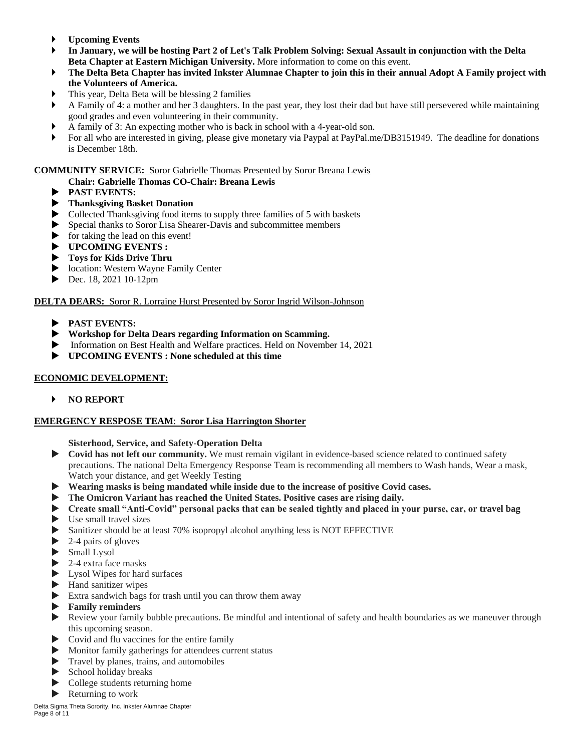- **Upcoming Events**
- **In January, we will be hosting Part 2 of Let's Talk Problem Solving: Sexual Assault in conjunction with the Delta Beta Chapter at Eastern Michigan University.** More information to come on this event.
- **The Delta Beta Chapter has invited Inkster Alumnae Chapter to join this in their annual Adopt A Family project with the Volunteers of America.**
- This year, Delta Beta will be blessing 2 families
- A Family of 4: a mother and her 3 daughters. In the past year, they lost their dad but have still persevered while maintaining good grades and even volunteering in their community.
- A family of 3: An expecting mother who is back in school with a 4-year-old son.
- For all who are interested in giving, please give monetary via Paypal at PayPal.me/DB3151949. The deadline for donations is December 18th.

**COMMUNITY SERVICE:** Soror Gabrielle Thomas Presented by Soror Breana Lewis

**Chair: Gabrielle Thomas CO-Chair: Breana Lewis**

- **PAST EVENTS:**
- **Thanksgiving Basket Donation**
- Collected Thanksgiving food items to supply three families of 5 with baskets
- Special thanks to Soror Lisa Shearer-Davis and subcommittee members
- for taking the lead on this event!
- **UPCOMING EVENTS :**
- **Toys for Kids Drive Thru**
- location: Western Wayne Family Center
- Dec. 18, 2021 10-12pm

**DELTA DEARS:** Soror R. Lorraine Hurst Presented by Soror Ingrid Wilson-Johnson

- **PAST EVENTS:**
- **Workshop for Delta Dears regarding Information on Scamming.**
- Information on Best Health and Welfare practices. Held on November 14, 2021
- **UPCOMING EVENTS : None scheduled at this time**

**ECONOMIC DEVELOPMENT:**

- **NO REPORT**

**EMERGENCY RESPOSE TEAM: Soror Lisa Harrington Shorter**

**Sisterhood, Service, and Safety-Operation Delta**

- **Covid has not left our community.** We must remain vigilant in evidence-based science related to continued safety precautions. The national Delta Emergency Response Team is recommending all members to Wash hands, Wear a mask, Watch your distance, and get Weekly Testing
- **Wearing masks is being mandated while inside due to the increase of positive Covid cases.**
- **The Omicron Variant has reached the United States. Positive cases are rising daily.**
- **Create small "Anti-Covid" personal packs that can be sealed tightly and placed in your purse, car, or travel bag**
- Use small travel sizes
- Sanitizer should be at least 70% isopropyl alcohol anything less is NOT EFFECTIVE
- 2-4 pairs of gloves
- Small Lysol
- 2-4 extra face masks
- Lysol Wipes for hard surfaces
- Hand sanitizer wipes
- Extra sandwich bags for trash until you can throw them away
- **Family reminders**
- Review your family bubble precautions. Be mindful and intentional of safety and health boundaries as we maneuver through this upcoming season.
- Covid and flu vaccines for the entire family
- Monitor family gatherings for attendees current status
- Travel by planes, trains, and automobiles
- School holiday breaks
- College students returning home
- Returning to work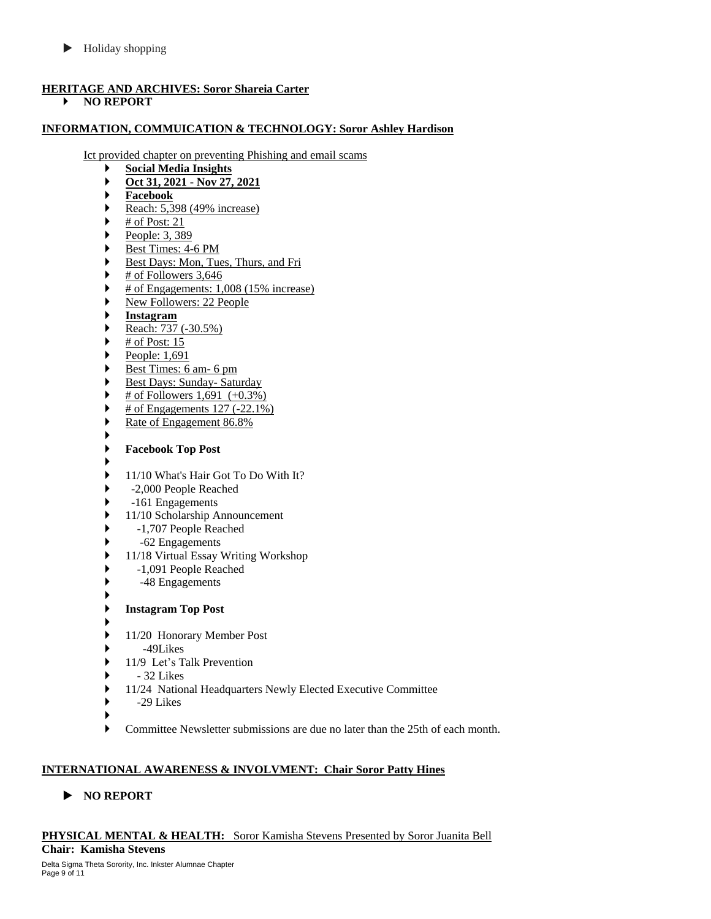- Holiday shopping

**HERITAGE AND ARCHIVES: Soror Shareia Carter**

- **NO REPORT**

**INFORMATION, COMMUICATION & TECHNOLOGY: Soror Ashley Hardison**

Ict provided chapter on preventing Phishing and email scams

- **Social Media Insights**
- **Oct 31, 2021 - Nov 27, 2021**
- **Facebook**
- Reach: 5,398 (49% increase)
- # of Post: 21
- People: 3, 389
- Best Times: 4-6 PM
- Best Days: Mon, Tues, Thurs, and Fri
- # of Followers 3,646
- # of Engagements: 1,008 (15% increase)
- New Followers: 22 People
- **Instagram**
- Reach: 737 (-30.5%)
- # of Post: 15
- People: 1,691
- Best Times: 6 am- 6 pm
- Best Days: Sunday- Saturday
- # of Followers 1,691 (+0.3%)
- # of Engagements 127 (-22.1%)
- Rate of Engagement 86.8%
- **Facebook Top Post**
- 11/10 What's Hair Got To Do With It?
- -2,000 People Reached
- -161 Engagements
- 11/10 Scholarship Announcement
- -1,707 People Reached
- -62 Engagements
- 11/18 Virtual Essay Writing Workshop
- -1,091 People Reached
- -48 Engagements
- **Instagram Top Post**
- 11/20 Honorary Member Post
- -49Likes
- 11/9 Let's Talk Prevention
- - 32 Likes
- 11/24 National Headquarters Newly Elected Executive Committee
- -29 Likes
- Committee Newsletter submissions are due no later than the 25th of each month.

**INTERNATIONAL AWARENESS & INVOLVMENT: Chair Soror Patty Hines**

- **NO REPORT**

**PHYSICAL MENTAL & HEALTH:** Soror Kamisha Stevens Presented by Soror Juanita Bell

**Chair: Kamisha Stevens**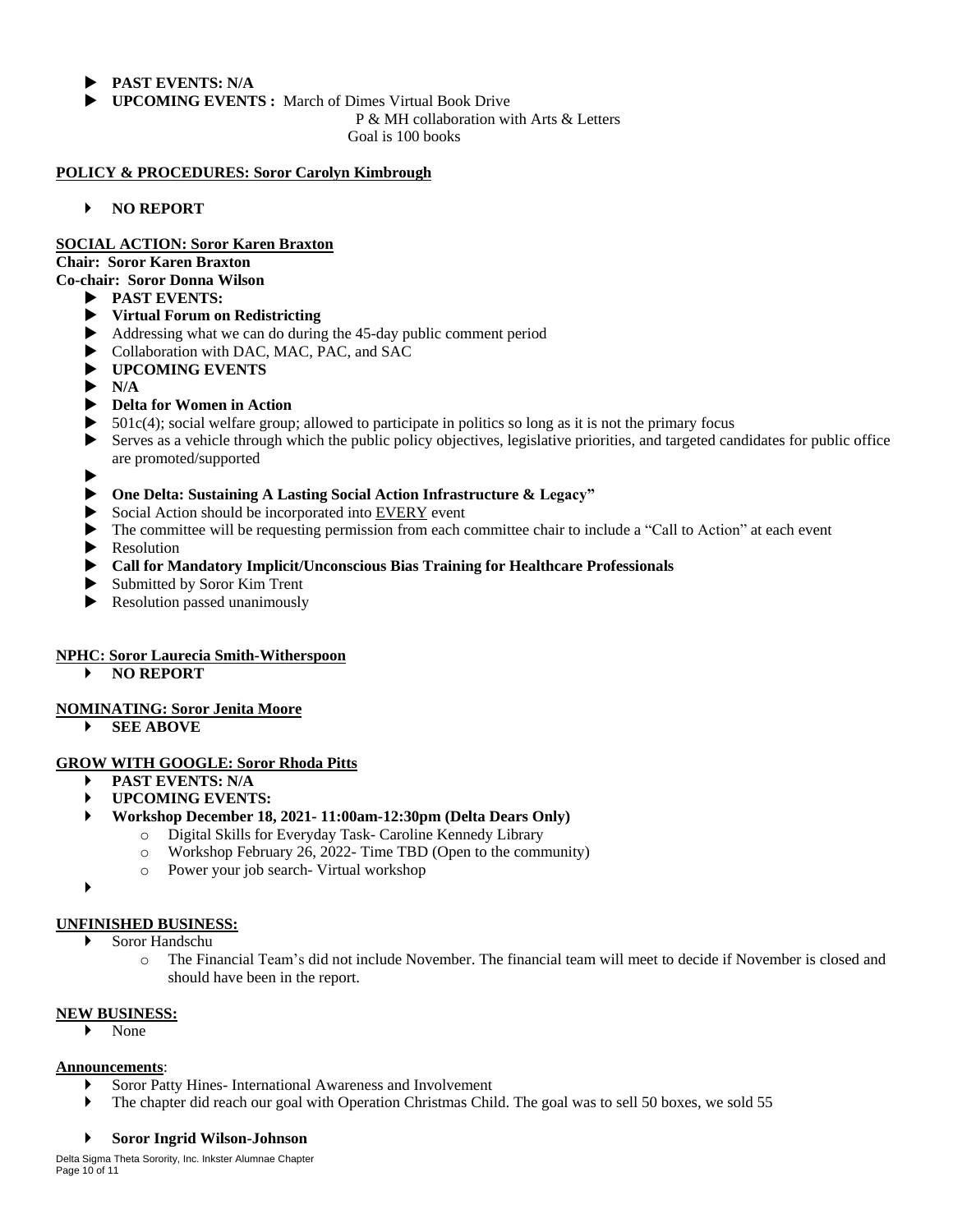- **PAST EVENTS: N/A**
- **UPCOMING EVENTS :** March of Dimes Virtual Book Drive
  P & MH collaboration with Arts & Letters
  Goal is 100 books

**POLICY & PROCEDURES: Soror Carolyn Kimbrough**

- **NO REPORT**

**SOCIAL ACTION: Soror Karen Braxton**

**Chair: Soror Karen Braxton**

**Co-chair: Soror Donna Wilson**

- **PAST EVENTS:**
- **Virtual Forum on Redistricting**
- Addressing what we can do during the 45-day public comment period
- Collaboration with DAC, MAC, PAC, and SAC
- **UPCOMING EVENTS**
- **N/A**
- **Delta for Women in Action**
- 501c(4); social welfare group; allowed to participate in politics so long as it is not the primary focus
- Serves as a vehicle through which the public policy objectives, legislative priorities, and targeted candidates for public office are promoted/supported
- 
- **One Delta: Sustaining A Lasting Social Action Infrastructure & Legacy"**
- Social Action should be incorporated into EVERY event
- The committee will be requesting permission from each committee chair to include a "Call to Action" at each event
- Resolution
- **Call for Mandatory Implicit/Unconscious Bias Training for Healthcare Professionals**
- Submitted by Soror Kim Trent
- Resolution passed unanimously

**NPHC: Soror Laurecia Smith-Witherspoon**

- **NO REPORT**

**NOMINATING: Soror Jenita Moore**

- **SEE ABOVE**

**GROW WITH GOOGLE: Soror Rhoda Pitts**

- **PAST EVENTS: N/A**
- **UPCOMING EVENTS:**
- **Workshop December 18, 2021- 11:00am-12:30pm (Delta Dears Only)**
  - Digital Skills for Everyday Task- Caroline Kennedy Library
  - Workshop February 26, 2022- Time TBD (Open to the community)
  - Power your job search- Virtual workshop
- 

**UNFINISHED BUSINESS:**

- Soror Handschu
  - The Financial Team's did not include November. The financial team will meet to decide if November is closed and should have been in the report.

**NEW BUSINESS:**

- None

**Announcements**:

- Soror Patty Hines- International Awareness and Involvement
- The chapter did reach our goal with Operation Christmas Child. The goal was to sell 50 boxes, we sold 55
- **Soror Ingrid Wilson-Johnson**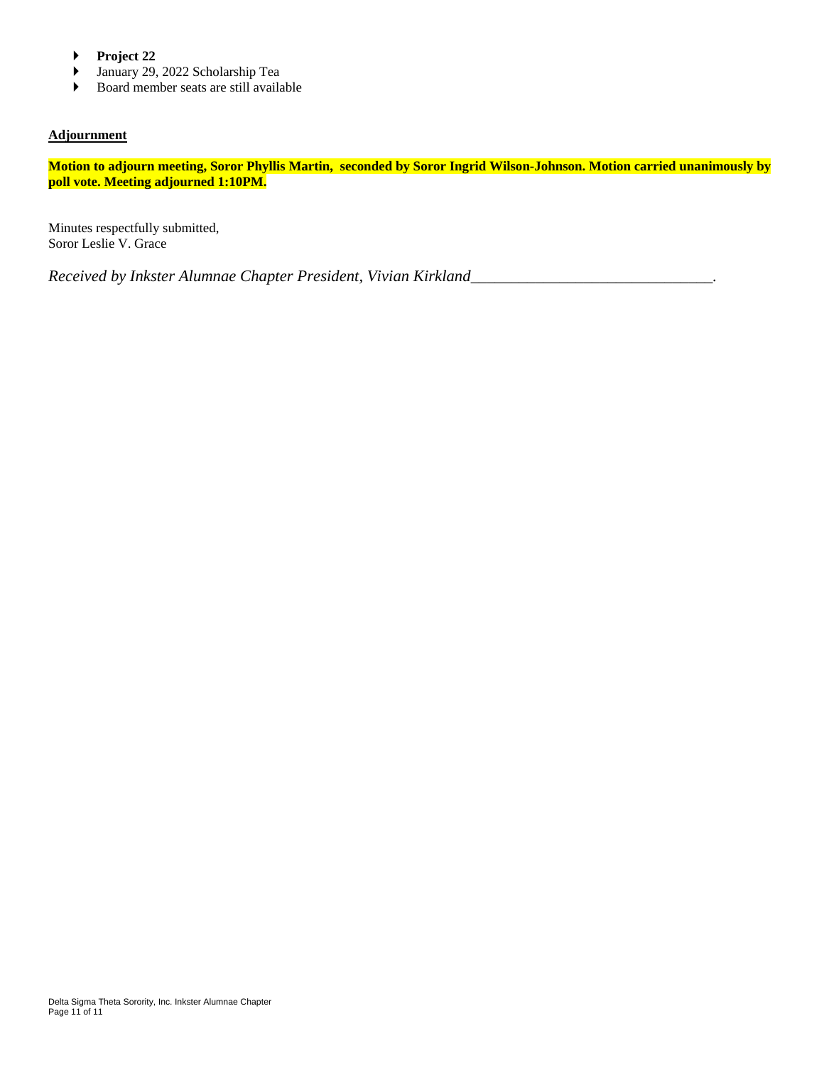- **Project 22**
- January 29, 2022 Scholarship Tea
- Board member seats are still available

**Adjournment**

**Motion to adjourn meeting, Soror Phyllis Martin, seconded by Soror Ingrid Wilson-Johnson. Motion carried unanimously by poll vote. Meeting adjourned 1:10PM.**

Minutes respectfully submitted,
Soror Leslie V. Grace

*Received by Inkster Alumnae Chapter President, Vivian Kirkland*______________________________.